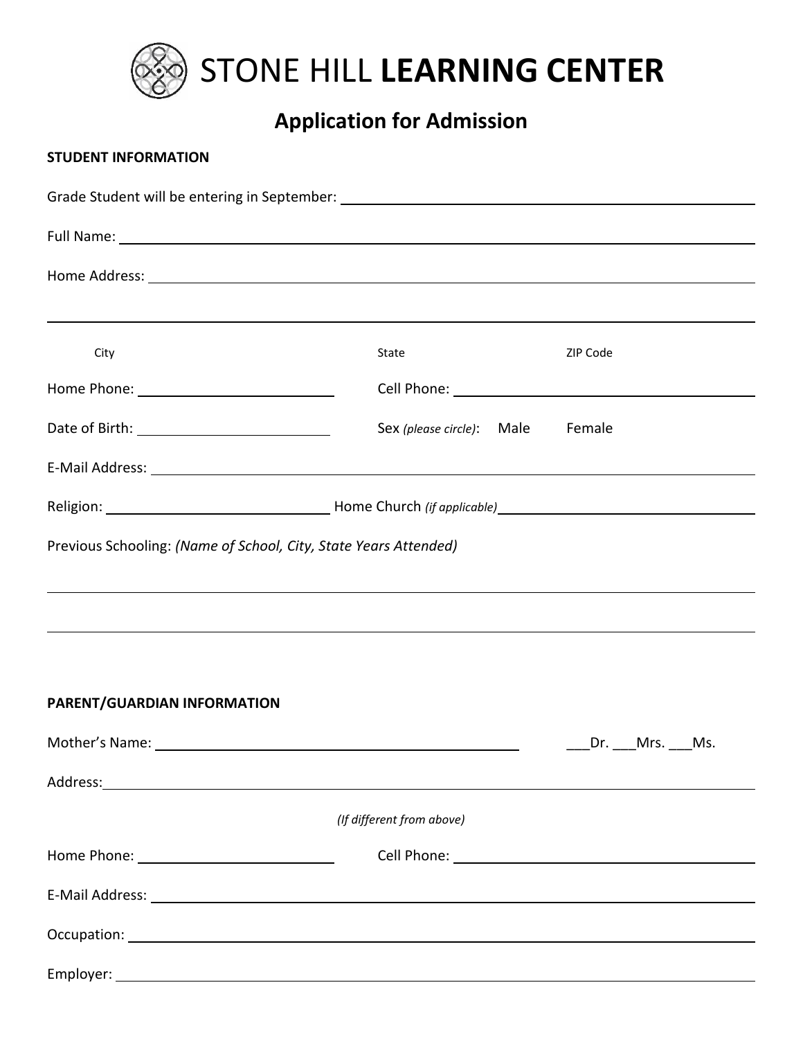# STONE HILL **LEARNING CENTER**

## Application for Admission

**STUDENT INFORMATION**

Grade Student will be entering in September: ____________________

Full Name: ____________________

Home Address: ____________________

____________________

City State ZIP Code

Home Phone: ____________________ Cell Phone: ____________________

Date of Birth: ____________________ Sex *(please circle)*: Male Female

E-Mail Address: ____________________

Religion: ____________________ Home Church *(if applicable)* ____________________

Previous Schooling: *(Name of School, City, State Years Attended)*

____________________

____________________

**PARENT/GUARDIAN INFORMATION**

Mother's Name: ____________________ ___Dr. ___Mrs. ___Ms.

Address: ____________________

*(If different from above)*

Home Phone: ____________________ Cell Phone: ____________________

E-Mail Address: ____________________

Occupation: ____________________

Employer: ____________________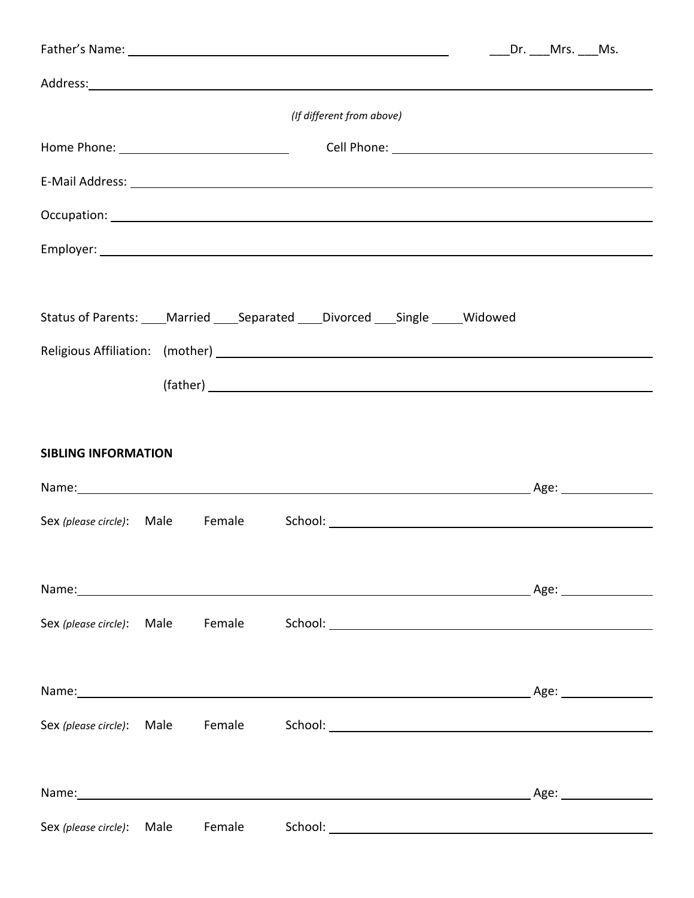Father's Name: ______________________________________________ ___Dr. ___Mrs. ___Ms.

Address: ____________________________________________________________________________

*(If different from above)*

Home Phone: ________________________ Cell Phone: ____________________________________

E-Mail Address: ______________________________________________________________________

Occupation: _________________________________________________________________________

Employer: ___________________________________________________________________________

Status of Parents: ____Married ____Separated ____Divorced ___Single _____Widowed

Religious Affiliation: (mother) _______________________________________________________

(father) _______________________________________________________

**SIBLING INFORMATION**

Name: ______________________________________________________________ Age: ____________

Sex *(please circle)*: Male Female School: ______________________________________

Name: ______________________________________________________________ Age: ____________

Sex *(please circle)*: Male Female School: ______________________________________

Name: ______________________________________________________________ Age: ____________

Sex *(please circle)*: Male Female School: ______________________________________

Name: ______________________________________________________________ Age: ____________

Sex *(please circle)*: Male Female School: ______________________________________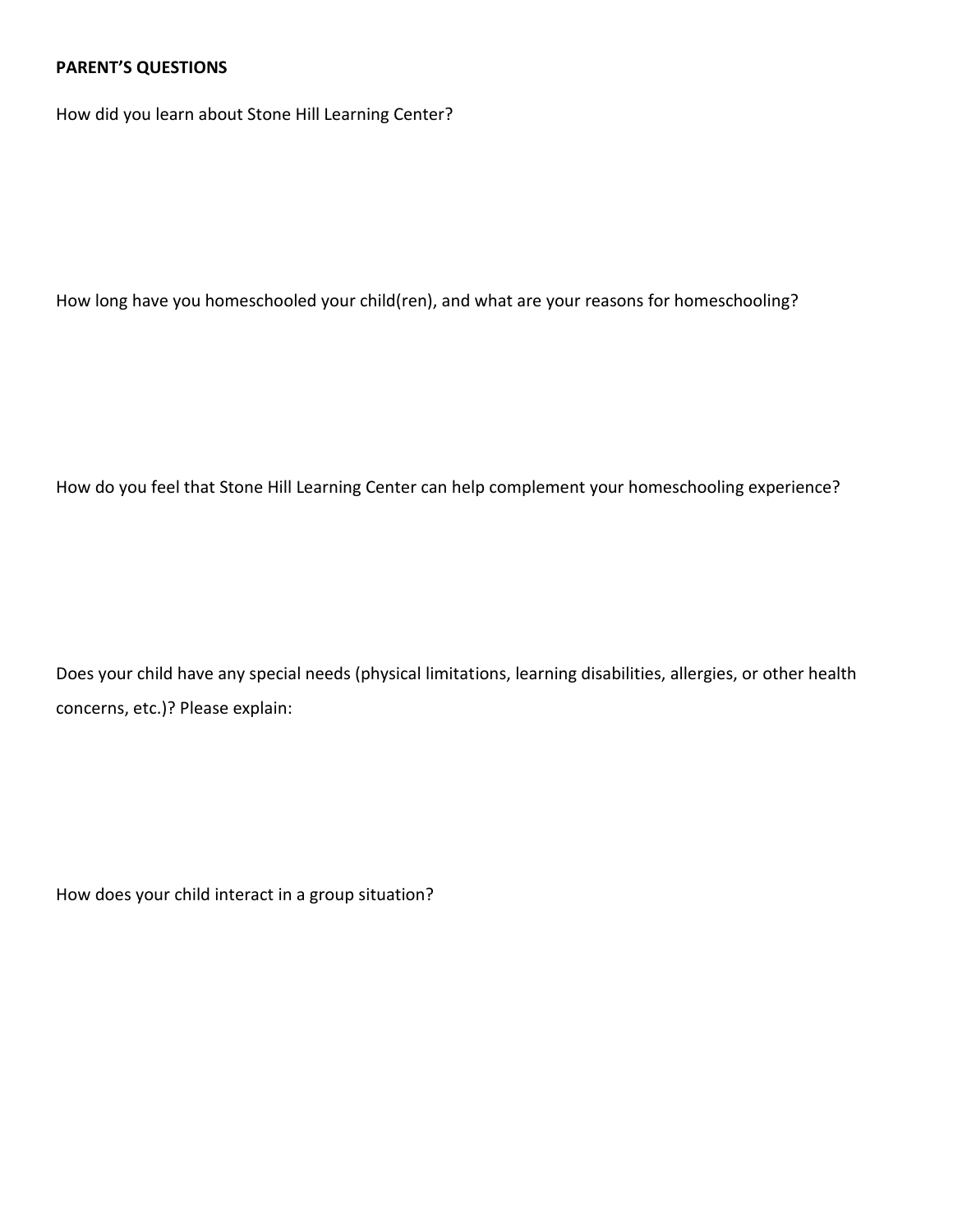**PARENT'S QUESTIONS**

How did you learn about Stone Hill Learning Center?

How long have you homeschooled your child(ren), and what are your reasons for homeschooling?

How do you feel that Stone Hill Learning Center can help complement your homeschooling experience?

Does your child have any special needs (physical limitations, learning disabilities, allergies, or other health concerns, etc.)? Please explain:

How does your child interact in a group situation?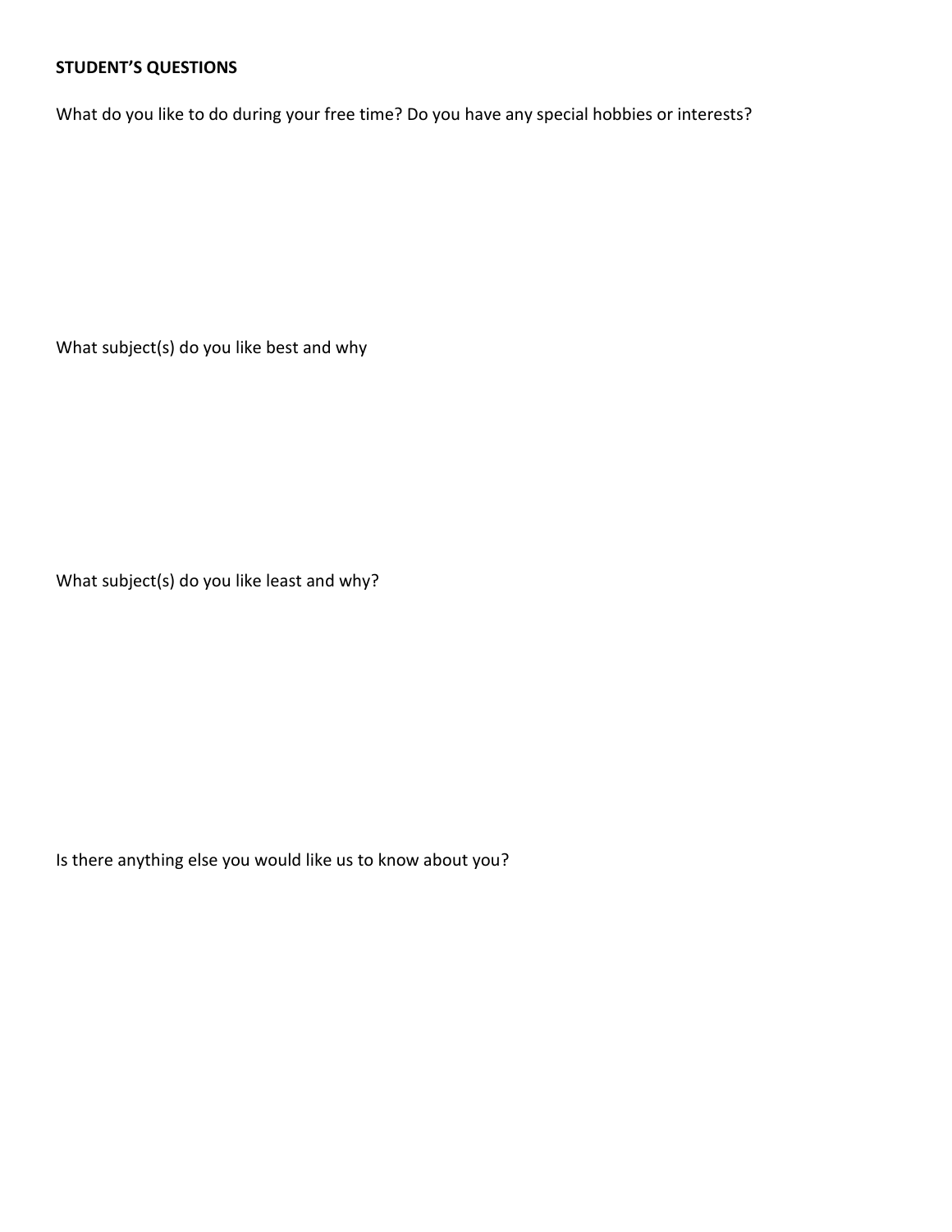**STUDENT'S QUESTIONS**

What do you like to do during your free time? Do you have any special hobbies or interests?

What subject(s) do you like best and why

What subject(s) do you like least and why?

Is there anything else you would like us to know about you?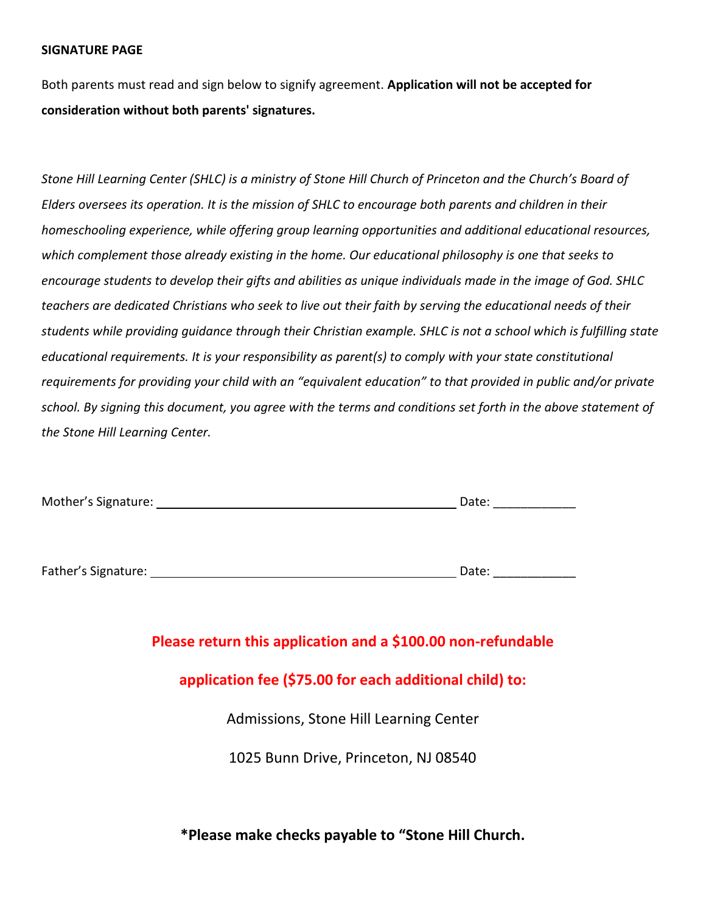**SIGNATURE PAGE**

Both parents must read and sign below to signify agreement. **Application will not be accepted for consideration without both parents' signatures.**

*Stone Hill Learning Center (SHLC) is a ministry of Stone Hill Church of Princeton and the Church's Board of Elders oversees its operation. It is the mission of SHLC to encourage both parents and children in their homeschooling experience, while offering group learning opportunities and additional educational resources, which complement those already existing in the home. Our educational philosophy is one that seeks to encourage students to develop their gifts and abilities as unique individuals made in the image of God. SHLC teachers are dedicated Christians who seek to live out their faith by serving the educational needs of their students while providing guidance through their Christian example. SHLC is not a school which is fulfilling state educational requirements. It is your responsibility as parent(s) to comply with your state constitutional requirements for providing your child with an "equivalent education" to that provided in public and/or private school. By signing this document, you agree with the terms and conditions set forth in the above statement of the Stone Hill Learning Center.*

Mother's Signature: ____________________________________________ Date: ____________

Father's Signature: ____________________________________________ Date: ____________

**Please return this application and a $100.00 non-refundable application fee ($75.00 for each additional child) to:**

Admissions, Stone Hill Learning Center

1025 Bunn Drive, Princeton, NJ 08540

**\*Please make checks payable to "Stone Hill Church.**